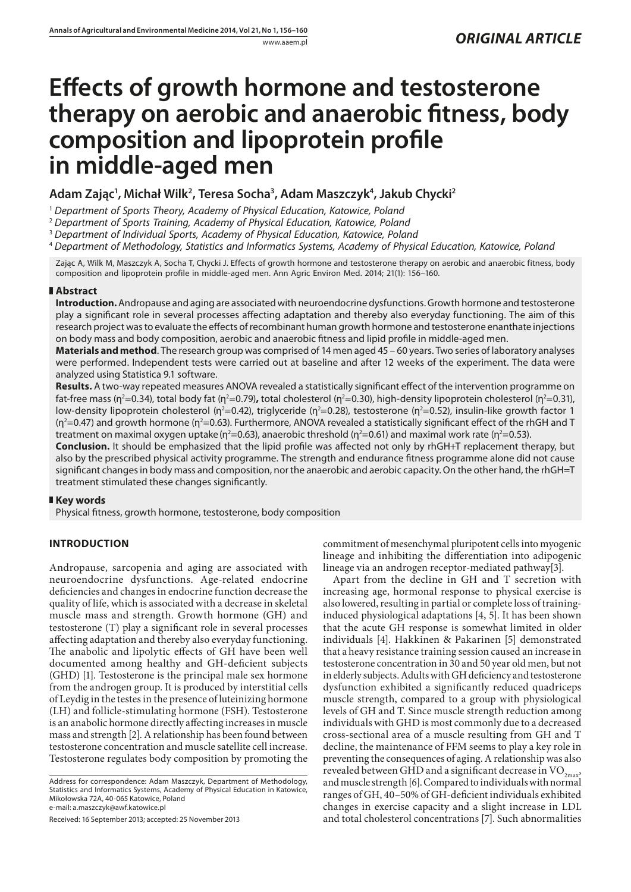*ORIGINAL ARTICLE*

# Effects of growth hormone and testosterone therapy on aerobic and anaerobic fitness, body composition and lipoprotein profile in middle-aged men

**Adam Zając[1], Michał Wilk[2], Teresa Socha[3], Adam Maszczyk[4], Jakub Chycki[2]**

[1] *Department of Sports Theory, Academy of Physical Education, Katowice, Poland*
[2] *Department of Sports Training, Academy of Physical Education, Katowice, Poland*
[3] *Department of Individual Sports, Academy of Physical Education, Katowice, Poland*
[4] *Department of Methodology, Statistics and Informatics Systems, Academy of Physical Education, Katowice, Poland*

Zając A, Wilk M, Maszczyk A, Socha T, Chycki J. Effects of growth hormone and testosterone therapy on aerobic and anaerobic fitness, body composition and lipoprotein profile in middle-aged men. Ann Agric Environ Med. 2014; 21(1): 156–160.

## Abstract

**Introduction.** Andropause and aging are associated with neuroendocrine dysfunctions. Growth hormone and testosterone play a significant role in several processes affecting adaptation and thereby also everyday functioning. The aim of this research project was to evaluate the effects of recombinant human growth hormone and testosterone enanthate injections on body mass and body composition, aerobic and anaerobic fitness and lipid profile in middle-aged men.

**Materials and method**. The research group was comprised of 14 men aged 45 – 60 years. Two series of laboratory analyses were performed. Independent tests were carried out at baseline and after 12 weeks of the experiment. The data were analyzed using Statistica 9.1 software.

**Results.** A two-way repeated measures ANOVA revealed a statistically significant effect of the intervention programme on fat-free mass ($\eta^2$=0.34), total body fat ($\eta^2$=0.79)**,** total cholesterol ($\eta^2$=0.30), high-density lipoprotein cholesterol ($\eta^2$=0.31), low-density lipoprotein cholesterol ($\eta^2$=0.42), triglyceride ($\eta^2$=0.28), testosterone ($\eta^2$=0.52), insulin-like growth factor 1 ($\eta^2$=0.47) and growth hormone ($\eta^2$=0.63). Furthermore, ANOVA revealed a statistically significant effect of the rhGH and T treatment on maximal oxygen uptake ($\eta^2$=0.63), anaerobic threshold ($\eta^2$=0.61) and maximal work rate ($\eta^2$=0.53).

**Conclusion.** It should be emphasized that the lipid profile was affected not only by rhGH+T replacement therapy, but also by the prescribed physical activity programme. The strength and endurance fitness programme alone did not cause significant changes in body mass and composition, nor the anaerobic and aerobic capacity. On the other hand, the rhGH=T treatment stimulated these changes significantly.

## Key words

Physical fitness, growth hormone, testosterone, body composition

## INTRODUCTION

Andropause, sarcopenia and aging are associated with neuroendocrine dysfunctions. Age-related endocrine deficiencies and changes in endocrine function decrease the quality of life, which is associated with a decrease in skeletal muscle mass and strength. Growth hormone (GH) and testosterone (T) play a significant role in several processes affecting adaptation and thereby also everyday functioning. The anabolic and lipolytic effects of GH have been well documented among healthy and GH-deficient subjects (GHD) [1]. Testosterone is the principal male sex hormone from the androgen group. It is produced by interstitial cells of Leydig in the testes in the presence of luteinizing hormone (LH) and follicle-stimulating hormone (FSH). Testosterone is an anabolic hormone directly affecting increases in muscle mass and strength [2]. A relationship has been found between testosterone concentration and muscle satellite cell increase. Testosterone regulates body composition by promoting the commitment of mesenchymal pluripotent cells into myogenic lineage and inhibiting the differentiation into adipogenic lineage via an androgen receptor-mediated pathway[3].

Apart from the decline in GH and T secretion with increasing age, hormonal response to physical exercise is also lowered, resulting in partial or complete loss of training-induced physiological adaptations [4, 5]. It has been shown that the acute GH response is somewhat limited in older individuals [4]. Hakkinen & Pakarinen [5] demonstrated that a heavy resistance training session caused an increase in testosterone concentration in 30 and 50 year old men, but not in elderly subjects. Adults with GH deficiency and testosterone dysfunction exhibited a significantly reduced quadriceps muscle strength, compared to a group with physiological levels of GH and T. Since muscle strength reduction among individuals with GHD is most commonly due to a decreased cross-sectional area of a muscle resulting from GH and T decline, the maintenance of FFM seems to play a key role in preventing the consequences of aging. A relationship was also revealed between GHD and a significant decrease in $VO_{2max}$, and muscle strength [6]. Compared to individuals with normal ranges of GH, 40–50% of GH-deficient individuals exhibited changes in exercise capacity and a slight increase in LDL and total cholesterol concentrations [7]. Such abnormalities

Address for correspondence: Adam Maszczyk, Department of Methodology, Statistics and Informatics Systems, Academy of Physical Education in Katowice, Mikołowska 72A, 40-065 Katowice, Poland
e-mail: a.maszczyk@awf.katowice.pl

Received: 16 September 2013; accepted: 25 November 2013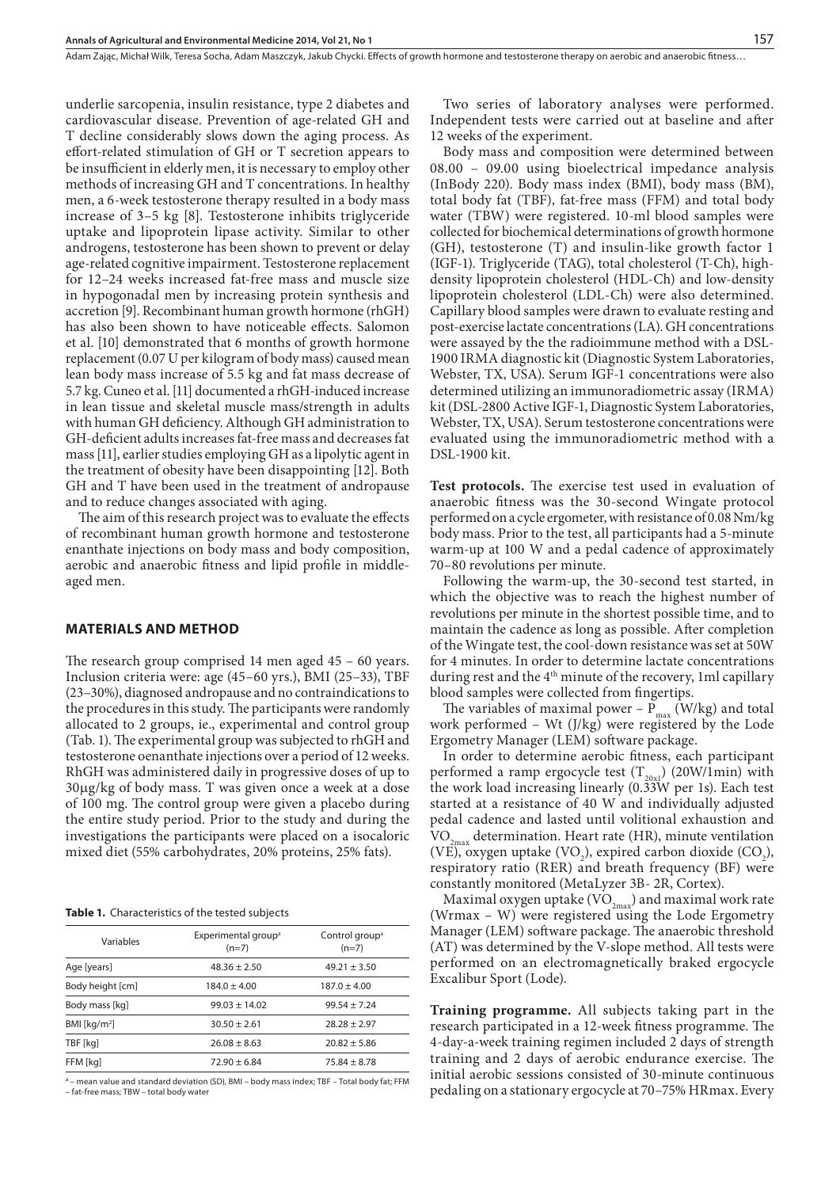underlie sarcopenia, insulin resistance, type 2 diabetes and cardiovascular disease. Prevention of age-related GH and T decline considerably slows down the aging process. As effort-related stimulation of GH or T secretion appears to be insufficient in elderly men, it is necessary to employ other methods of increasing GH and T concentrations. In healthy men, a 6-week testosterone therapy resulted in a body mass increase of 3–5 kg [8]. Testosterone inhibits triglyceride uptake and lipoprotein lipase activity. Similar to other androgens, testosterone has been shown to prevent or delay age-related cognitive impairment. Testosterone replacement for 12–24 weeks increased fat-free mass and muscle size in hypogonadal men by increasing protein synthesis and accretion [9]. Recombinant human growth hormone (rhGH) has also been shown to have noticeable effects. Salomon et al. [10] demonstrated that 6 months of growth hormone replacement (0.07 U per kilogram of body mass) caused mean lean body mass increase of 5.5 kg and fat mass decrease of 5.7 kg. Cuneo et al. [11] documented a rhGH-induced increase in lean tissue and skeletal muscle mass/strength in adults with human GH deficiency. Although GH administration to GH-deficient adults increases fat-free mass and decreases fat mass [11], earlier studies employing GH as a lipolytic agent in the treatment of obesity have been disappointing [12]. Both GH and T have been used in the treatment of andropause and to reduce changes associated with aging.

The aim of this research project was to evaluate the effects of recombinant human growth hormone and testosterone enanthate injections on body mass and body composition, aerobic and anaerobic fitness and lipid profile in middle-aged men.

## MATERIALS AND METHOD

The research group comprised 14 men aged 45 – 60 years. Inclusion criteria were: age (45–60 yrs.), BMI (25–33), TBF (23–30%), diagnosed andropause and no contraindications to the procedures in this study. The participants were randomly allocated to 2 groups, ie., experimental and control group (Tab. 1). The experimental group was subjected to rhGH and testosterone oenanthate injections over a period of 12 weeks. RhGH was administered daily in progressive doses of up to 30μg/kg of body mass. T was given once a week at a dose of 100 mg. The control group were given a placebo during the entire study period. Prior to the study and during the investigations the participants were placed on a isocaloric mixed diet (55% carbohydrates, 20% proteins, 25% fats).

**Table 1.** Characteristics of the tested subjects

| Variables | Experimental group[a] (n=7) | Control group[a] (n=7) |
|---|---|---|
| Age [years] | 48.36 ± 2.50 | 49.21 ± 3.50 |
| Body height [cm] | 184.0 ± 4.00 | 187.0 ± 4.00 |
| Body mass [kg] | 99.03 ± 14.02 | 99.54 ± 7.24 |
| BMI [kg/m$^2$] | 30.50 ± 2.61 | 28.28 ± 2.97 |
| TBF [kg] | 26.08 ± 8.63 | 20.82 ± 5.86 |
| FFM [kg] | 72.90 ± 6.84 | 75.84 ± 8.78 |

[a] – mean value and standard deviation (SD), BMI – body mass index; TBF – Total body fat; FFM – fat-free mass; TBW – total body water

Two series of laboratory analyses were performed. Independent tests were carried out at baseline and after 12 weeks of the experiment.

Body mass and composition were determined between 08.00 – 09.00 using bioelectrical impedance analysis (InBody 220). Body mass index (BMI), body mass (BM), total body fat (TBF), fat-free mass (FFM) and total body water (TBW) were registered. 10-ml blood samples were collected for biochemical determinations of growth hormone (GH), testosterone (T) and insulin-like growth factor 1 (IGF-1). Triglyceride (TAG), total cholesterol (T-Ch), high-density lipoprotein cholesterol (HDL-Ch) and low-density lipoprotein cholesterol (LDL-Ch) were also determined. Capillary blood samples were drawn to evaluate resting and post-exercise lactate concentrations (LA). GH concentrations were assayed by the the radioimmune method with a DSL-1900 IRMA diagnostic kit (Diagnostic System Laboratories, Webster, TX, USA). Serum IGF-1 concentrations were also determined utilizing an immunoradiometric assay (IRMA) kit (DSL-2800 Active IGF-1, Diagnostic System Laboratories, Webster, TX, USA). Serum testosterone concentrations were evaluated using the immunoradiometric method with a DSL-1900 kit.

**Test protocols.** The exercise test used in evaluation of anaerobic fitness was the 30-second Wingate protocol performed on a cycle ergometer, with resistance of 0.08 Nm/kg body mass. Prior to the test, all participants had a 5-minute warm-up at 100 W and a pedal cadence of approximately 70–80 revolutions per minute.

Following the warm-up, the 30-second test started, in which the objective was to reach the highest number of revolutions per minute in the shortest possible time, and to maintain the cadence as long as possible. After completion of the Wingate test, the cool-down resistance was set at 50W for 4 minutes. In order to determine lactate concentrations during rest and the 4[th] minute of the recovery, 1ml capillary blood samples were collected from fingertips.

The variables of maximal power – $P_{max}$ (W/kg) and total work performed – Wt (J/kg) were registered by the Lode Ergometry Manager (LEM) software package.

In order to determine aerobic fitness, each participant performed a ramp ergocycle test ($T_{20x1}$) (20W/1min) with the work load increasing linearly (0.33W per 1s). Each test started at a resistance of 40 W and individually adjusted pedal cadence and lasted until volitional exhaustion and $VO_{2max}$ determination. Heart rate (HR), minute ventilation (VE), oxygen uptake ($VO_2$), expired carbon dioxide ($CO_2$), respiratory ratio (RER) and breath frequency (BF) were constantly monitored (MetaLyzer 3B- 2R, Cortex).

Maximal oxygen uptake ($VO_{2max}$) and maximal work rate (Wrmax – W) were registered using the Lode Ergometry Manager (LEM) software package. The anaerobic threshold (AT) was determined by the V-slope method. All tests were performed on an electromagnetically braked ergocycle Excalibur Sport (Lode).

**Training programme.** All subjects taking part in the research participated in a 12-week fitness programme. The 4-day-a-week training regimen included 2 days of strength training and 2 days of aerobic endurance exercise. The initial aerobic sessions consisted of 30-minute continuous pedaling on a stationary ergocycle at 70–75% HRmax. Every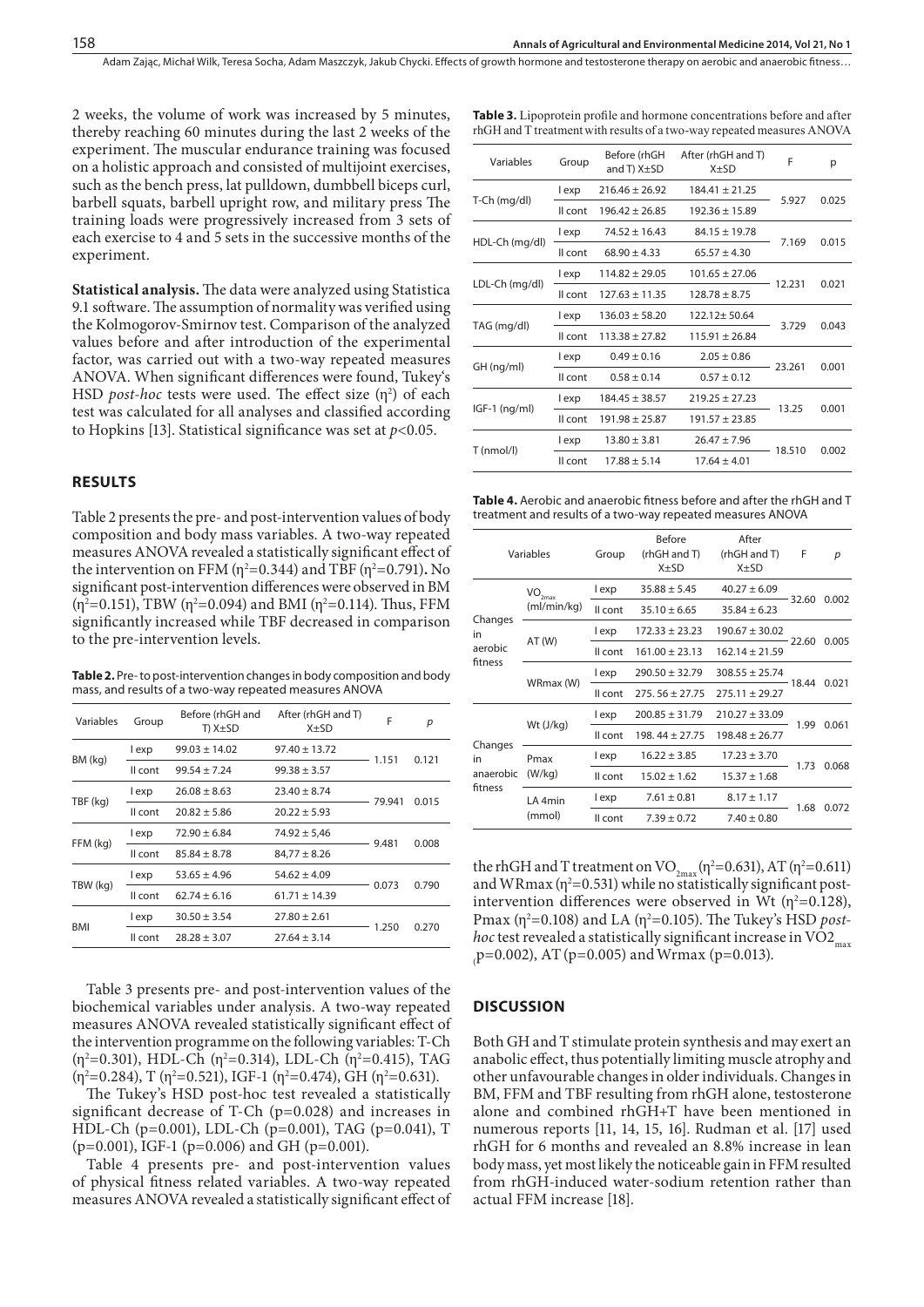2 weeks, the volume of work was increased by 5 minutes, thereby reaching 60 minutes during the last 2 weeks of the experiment. The muscular endurance training was focused on a holistic approach and consisted of multijoint exercises, such as the bench press, lat pulldown, dumbbell biceps curl, barbell squats, barbell upright row, and military press The training loads were progressively increased from 3 sets of each exercise to 4 and 5 sets in the successive months of the experiment.

**Statistical analysis.** The data were analyzed using Statistica 9.1 software. The assumption of normality was verified using the Kolmogorov-Smirnov test. Comparison of the analyzed values before and after introduction of the experimental factor, was carried out with a two-way repeated measures ANOVA. When significant differences were found, Tukey's HSD *post-hoc* tests were used. The effect size ($\eta^2$) of each test was calculated for all analyses and classified according to Hopkins [13]. Statistical significance was set at $p<0.05$.

## RESULTS

Table 2 presents the pre- and post-intervention values of body composition and body mass variables. A two-way repeated measures ANOVA revealed a statistically significant effect of the intervention on FFM ($\eta^2$=0.344) and TBF ($\eta^2$=0.791)**.** No significant post-intervention differences were observed in BM ($\eta^2$=0.151), TBW ($\eta^2$=0.094) and BMI ($\eta^2$=0.114). Thus, FFM significantly increased while TBF decreased in comparison to the pre-intervention levels.

**Table 2.** Pre- to post-intervention changes in body composition and body mass, and results of a two-way repeated measures ANOVA

| Variables | Group | Before (rhGH and T) X±SD | After (rhGH and T) X±SD | F | *p* |
|---|---|---|---|---|---|
| BM (kg) | I exp | 99.03 ± 14.02 | 97.40 ± 13.72 | 1.151 | 0.121 |
| | II cont | 99.54 ± 7.24 | 99.38 ± 3.57 | | |
| TBF (kg) | I exp | 26.08 ± 8.63 | 23.40 ± 8.74 | 79.941 | 0.015 |
| | II cont | 20.82 ± 5.86 | 20.22 ± 5.93 | | |
| FFM (kg) | I exp | 72.90 ± 6.84 | 74.92 ± 5,46 | 9.481 | 0.008 |
| | II cont | 85.84 ± 8.78 | 84,77 ± 8.26 | | |
| TBW (kg) | I exp | 53.65 ± 4.96 | 54.62 ± 4.09 | 0.073 | 0.790 |
| | II cont | 62.74 ± 6.16 | 61.71 ± 14.39 | | |
| BMI | I exp | 30.50 ± 3.54 | 27.80 ± 2.61 | 1.250 | 0.270 |
| | II cont | 28.28 ± 3.07 | 27.64 ± 3.14 | | |

Table 3 presents pre- and post-intervention values of the biochemical variables under analysis. A two-way repeated measures ANOVA revealed statistically significant effect of the intervention programme on the following variables: T-Ch ($\eta^2$=0.301), HDL-Ch ($\eta^2$=0.314), LDL-Ch ($\eta^2$=0.415), TAG ($\eta^2$=0.284), T ($\eta^2$=0.521), IGF-1 ($\eta^2$=0.474), GH ($\eta^2$=0.631).

The Tukey's HSD post-hoc test revealed a statistically significant decrease of T-Ch (p=0.028) and increases in HDL-Ch (p=0.001), LDL-Ch (p=0.001), TAG (p=0.041), T (p=0.001), IGF-1 (p=0.006) and GH (p=0.001).

Table 4 presents pre- and post-intervention values of physical fitness related variables. A two-way repeated measures ANOVA revealed a statistically significant effect of the rhGH and T treatment on $VO_{2max}$ ($\eta^2$=0.631), AT ($\eta^2$=0.611) and WRmax ($\eta^2$=0.531) while no statistically significant post-intervention differences were observed in Wt ($\eta^2$=0.128), Pmax ($\eta^2$=0.108) and LA ($\eta^2$=0.105). The Tukey's HSD *post-hoc* test revealed a statistically significant increase in $VO2_{max}$ (p=0.002), AT (p=0.005) and Wrmax (p=0.013).

**Table 3.** Lipoprotein profile and hormone concentrations before and after rhGH and T treatment with results of a two-way repeated measures ANOVA

| Variables | Group | Before (rhGH and T) X±SD | After (rhGH and T) X±SD | F | p |
|---|---|---|---|---|---|
| T-Ch (mg/dl) | I exp | 216.46 ± 26.92 | 184.41 ± 21.25 | 5.927 | 0.025 |
| | II cont | 196.42 ± 26.85 | 192.36 ± 15.89 | | |
| HDL-Ch (mg/dl) | I exp | 74.52 ± 16.43 | 84.15 ± 19.78 | 7.169 | 0.015 |
| | II cont | 68.90 ± 4.33 | 65.57 ± 4.30 | | |
| LDL-Ch (mg/dl) | I exp | 114.82 ± 29.05 | 101.65 ± 27.06 | 12.231 | 0.021 |
| | II cont | 127.63 ± 11.35 | 128.78 ± 8.75 | | |
| TAG (mg/dl) | I exp | 136.03 ± 58.20 | 122.12± 50.64 | 3.729 | 0.043 |
| | II cont | 113.38 ± 27.82 | 115.91 ± 26.84 | | |
| GH (ng/ml) | I exp | 0.49 ± 0.16 | 2.05 ± 0.86 | 23.261 | 0.001 |
| | II cont | 0.58 ± 0.14 | 0.57 ± 0.12 | | |
| IGF-1 (ng/ml) | I exp | 184.45 ± 38.57 | 219.25 ± 27.23 | 13.25 | 0.001 |
| | II cont | 191.98 ± 25.87 | 191.57 ± 23.85 | | |
| T (nmol/l) | I exp | 13.80 ± 3.81 | 26.47 ± 7.96 | 18.510 | 0.002 |
| | II cont | 17.88 ± 5.14 | 17.64 ± 4.01 | | |

**Table 4.** Aerobic and anaerobic fitness before and after the rhGH and T treatment and results of a two-way repeated measures ANOVA

| Variables | | Group | Before (rhGH and T) X±SD | After (rhGH and T) X±SD | F | *p* |
|---|---|---|---|---|---|---|
| Changes in aerobic fitness | $VO_{2max}$ (ml/min/kg) | I exp | 35.88 ± 5.45 | 40.27 ± 6.09 | 32.60 | 0.002 |
| | | II cont | 35.10 ± 6.65 | 35.84 ± 6.23 | | |
| | AT (W) | I exp | 172.33 ± 23.23 | 190.67 ± 30.02 | 22.60 | 0.005 |
| | | II cont | 161.00 ± 23.13 | 162.14 ± 21.59 | | |
| | WRmax (W) | I exp | 290.50 ± 32.79 | 308.55 ± 25.74 | 18.44 | 0.021 |
| | | II cont | 275. 56 ± 27.75 | 275.11 ± 29.27 | | |
| Changes in anaerobic fitness | Wt (J/kg) | I exp | 200.85 ± 31.79 | 210.27 ± 33.09 | 1.99 | 0.061 |
| | | II cont | 198. 44 ± 27.75 | 198.48 ± 26.77 | | |
| | Pmax (W/kg) | I exp | 16.22 ± 3.85 | 17.23 ± 3.70 | 1.73 | 0.068 |
| | | II cont | 15.02 ± 1.62 | 15.37 ± 1.68 | | |
| | LA 4min (mmol) | I exp | 7.61 ± 0.81 | 8.17 ± 1.17 | 1.68 | 0.072 |
| | | II cont | 7.39 ± 0.72 | 7.40 ± 0.80 | | |

## DISCUSSION

Both GH and T stimulate protein synthesis and may exert an anabolic effect, thus potentially limiting muscle atrophy and other unfavourable changes in older individuals. Changes in BM, FFM and TBF resulting from rhGH alone, testosterone alone and combined rhGH+T have been mentioned in numerous reports [11, 14, 15, 16]. Rudman et al. [17] used rhGH for 6 months and revealed an 8.8% increase in lean body mass, yet most likely the noticeable gain in FFM resulted from rhGH-induced water-sodium retention rather than actual FFM increase [18].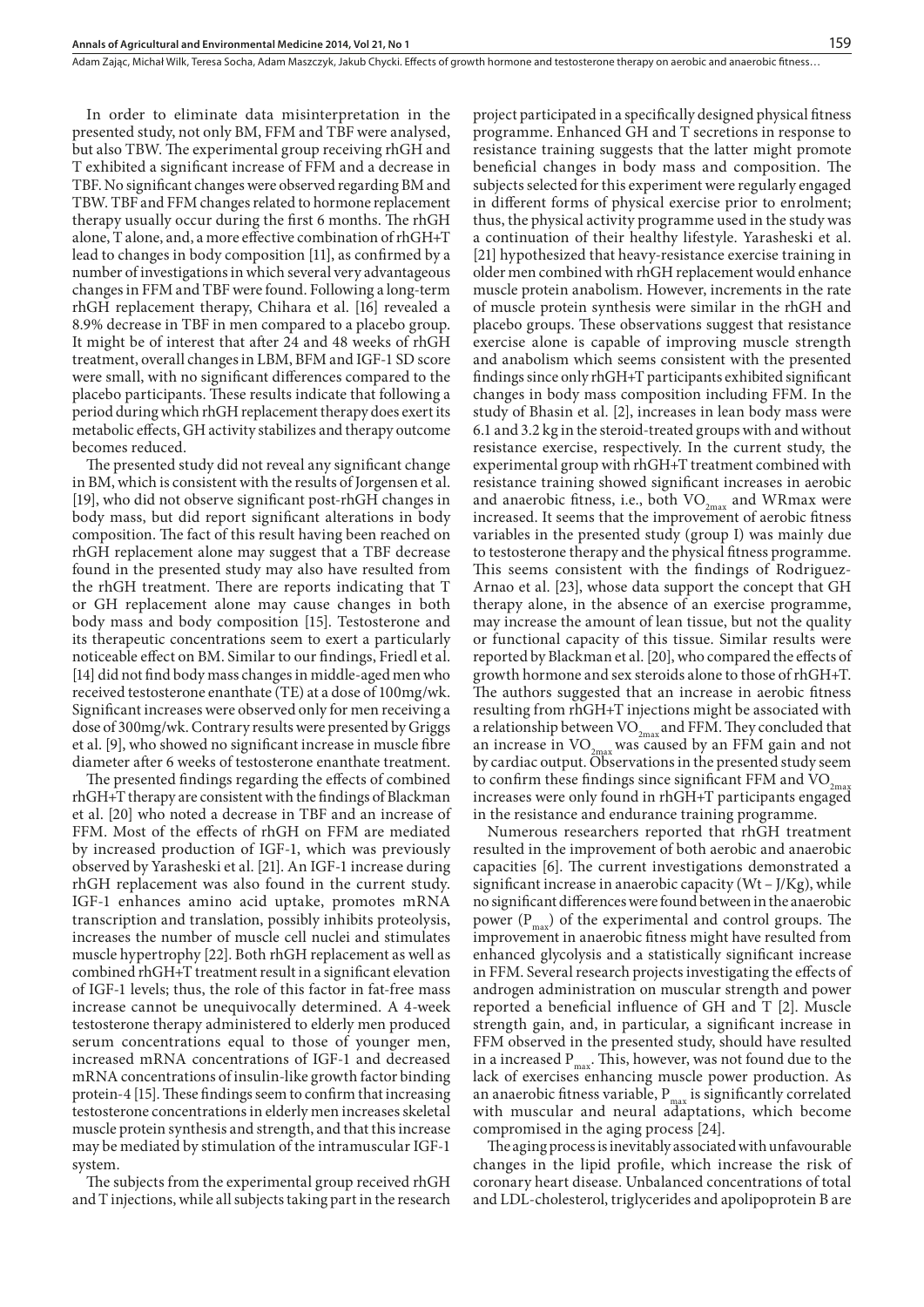In order to eliminate data misinterpretation in the presented study, not only BM, FFM and TBF were analysed, but also TBW. The experimental group receiving rhGH and T exhibited a significant increase of FFM and a decrease in TBF. No significant changes were observed regarding BM and TBW. TBF and FFM changes related to hormone replacement therapy usually occur during the first 6 months. The rhGH alone, T alone, and, a more effective combination of rhGH+T lead to changes in body composition [11], as confirmed by a number of investigations in which several very advantageous changes in FFM and TBF were found. Following a long-term rhGH replacement therapy, Chihara et al. [16] revealed a 8.9% decrease in TBF in men compared to a placebo group. It might be of interest that after 24 and 48 weeks of rhGH treatment, overall changes in LBM, BFM and IGF-1 SD score were small, with no significant differences compared to the placebo participants. These results indicate that following a period during which rhGH replacement therapy does exert its metabolic effects, GH activity stabilizes and therapy outcome becomes reduced.

The presented study did not reveal any significant change in BM, which is consistent with the results of Jorgensen et al. [19], who did not observe significant post-rhGH changes in body mass, but did report significant alterations in body composition. The fact of this result having been reached on rhGH replacement alone may suggest that a TBF decrease found in the presented study may also have resulted from the rhGH treatment. There are reports indicating that T or GH replacement alone may cause changes in both body mass and body composition [15]. Testosterone and its therapeutic concentrations seem to exert a particularly noticeable effect on BM. Similar to our findings, Friedl et al. [14] did not find body mass changes in middle-aged men who received testosterone enanthate (TE) at a dose of 100mg/wk. Significant increases were observed only for men receiving a dose of 300mg/wk. Contrary results were presented by Griggs et al. [9], who showed no significant increase in muscle fibre diameter after 6 weeks of testosterone enanthate treatment.

The presented findings regarding the effects of combined rhGH+T therapy are consistent with the findings of Blackman et al. [20] who noted a decrease in TBF and an increase of FFM. Most of the effects of rhGH on FFM are mediated by increased production of IGF-1, which was previously observed by Yarasheski et al. [21]. An IGF-1 increase during rhGH replacement was also found in the current study. IGF-1 enhances amino acid uptake, promotes mRNA transcription and translation, possibly inhibits proteolysis, increases the number of muscle cell nuclei and stimulates muscle hypertrophy [22]. Both rhGH replacement as well as combined rhGH+T treatment result in a significant elevation of IGF-1 levels; thus, the role of this factor in fat-free mass increase cannot be unequivocally determined. A 4-week testosterone therapy administered to elderly men produced serum concentrations equal to those of younger men, increased mRNA concentrations of IGF-1 and decreased mRNA concentrations of insulin-like growth factor binding protein-4 [15]. These findings seem to confirm that increasing testosterone concentrations in elderly men increases skeletal muscle protein synthesis and strength, and that this increase may be mediated by stimulation of the intramuscular IGF-1 system.

The subjects from the experimental group received rhGH and T injections, while all subjects taking part in the research project participated in a specifically designed physical fitness programme. Enhanced GH and T secretions in response to resistance training suggests that the latter might promote beneficial changes in body mass and composition. The subjects selected for this experiment were regularly engaged in different forms of physical exercise prior to enrolment; thus, the physical activity programme used in the study was a continuation of their healthy lifestyle. Yarasheski et al. [21] hypothesized that heavy-resistance exercise training in older men combined with rhGH replacement would enhance muscle protein anabolism. However, increments in the rate of muscle protein synthesis were similar in the rhGH and placebo groups. These observations suggest that resistance exercise alone is capable of improving muscle strength and anabolism which seems consistent with the presented findings since only rhGH+T participants exhibited significant changes in body mass composition including FFM. In the study of Bhasin et al. [2], increases in lean body mass were 6.1 and 3.2 kg in the steroid-treated groups with and without resistance exercise, respectively. In the current study, the experimental group with rhGH+T treatment combined with resistance training showed significant increases in aerobic and anaerobic fitness, i.e., both $VO_{2max}$ and WRmax were increased. It seems that the improvement of aerobic fitness variables in the presented study (group I) was mainly due to testosterone therapy and the physical fitness programme. This seems consistent with the findings of Rodriguez-Arnao et al. [23], whose data support the concept that GH therapy alone, in the absence of an exercise programme, may increase the amount of lean tissue, but not the quality or functional capacity of this tissue. Similar results were reported by Blackman et al. [20], who compared the effects of growth hormone and sex steroids alone to those of rhGH+T. The authors suggested that an increase in aerobic fitness resulting from rhGH+T injections might be associated with a relationship between $VO_{2max}$ and FFM. They concluded that an increase in $VO_{2max}$ was caused by an FFM gain and not by cardiac output. Observations in the presented study seem to confirm these findings since significant FFM and $VO_{2max}$ increases were only found in rhGH+T participants engaged in the resistance and endurance training programme.

Numerous researchers reported that rhGH treatment resulted in the improvement of both aerobic and anaerobic capacities [6]. The current investigations demonstrated a significant increase in anaerobic capacity (Wt – J/Kg), while no significant differences were found between in the anaerobic power ($P_{max}$) of the experimental and control groups. The improvement in anaerobic fitness might have resulted from enhanced glycolysis and a statistically significant increase in FFM. Several research projects investigating the effects of androgen administration on muscular strength and power reported a beneficial influence of GH and T [2]. Muscle strength gain, and, in particular, a significant increase in FFM observed in the presented study, should have resulted in a increased $P_{max}$. This, however, was not found due to the lack of exercises enhancing muscle power production. As an anaerobic fitness variable, $P_{max}$ is significantly correlated with muscular and neural adaptations, which become compromised in the aging process [24].

The aging process is inevitably associated with unfavourable changes in the lipid profile, which increase the risk of coronary heart disease. Unbalanced concentrations of total and LDL-cholesterol, triglycerides and apolipoprotein B are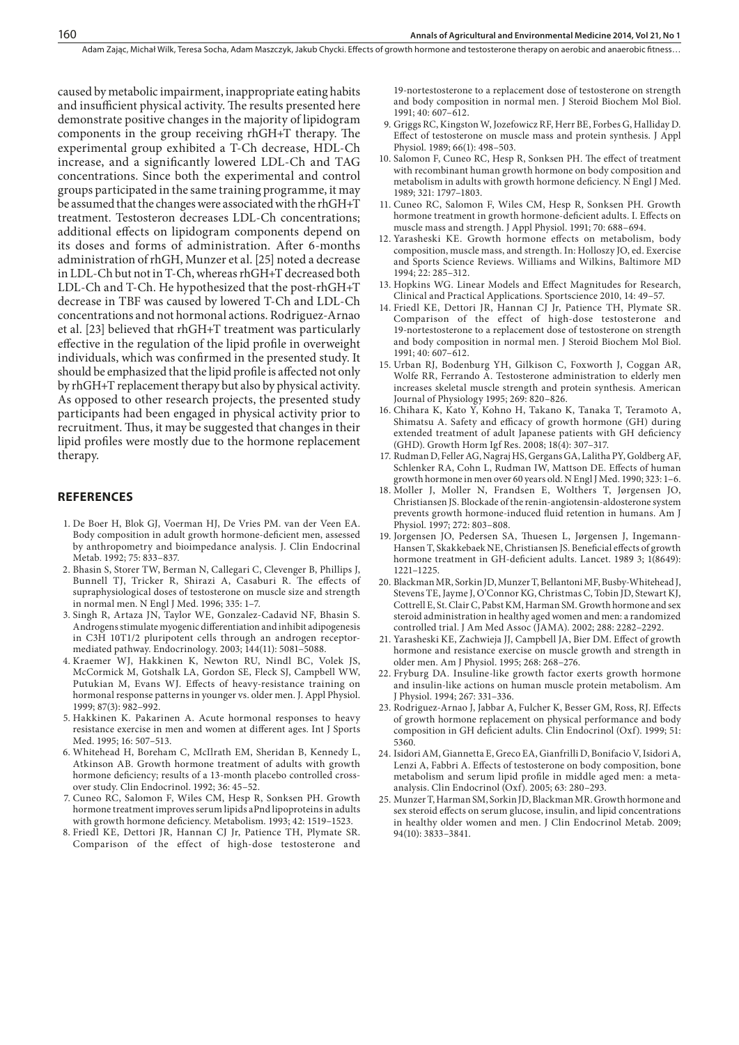caused by metabolic impairment, inappropriate eating habits and insufficient physical activity. The results presented here demonstrate positive changes in the majority of lipidogram components in the group receiving rhGH+T therapy. The experimental group exhibited a T-Ch decrease, HDL-Ch increase, and a significantly lowered LDL-Ch and TAG concentrations. Since both the experimental and control groups participated in the same training programme, it may be assumed that the changes were associated with the rhGH+T treatment. Testosteron decreases LDL-Ch concentrations; additional effects on lipidogram components depend on its doses and forms of administration. After 6-months administration of rhGH, Munzer et al. [25] noted a decrease in LDL-Ch but not in T-Ch, whereas rhGH+T decreased both LDL-Ch and T-Ch. He hypothesized that the post-rhGH+T decrease in TBF was caused by lowered T-Ch and LDL-Ch concentrations and not hormonal actions. Rodriguez-Arnao et al. [23] believed that rhGH+T treatment was particularly effective in the regulation of the lipid profile in overweight individuals, which was confirmed in the presented study. It should be emphasized that the lipid profile is affected not only by rhGH+T replacement therapy but also by physical activity. As opposed to other research projects, the presented study participants had been engaged in physical activity prior to recruitment. Thus, it may be suggested that changes in their lipid profiles were mostly due to the hormone replacement therapy.

## REFERENCES

1. De Boer H, Blok GJ, Voerman HJ, De Vries PM. van der Veen EA. Body composition in adult growth hormone-deficient men, assessed by anthropometry and bioimpedance analysis. J. Clin Endocrinal Metab. 1992; 75: 833–837.
2. Bhasin S, Storer TW, Berman N, Callegari C, Clevenger B, Phillips J, Bunnell TJ, Tricker R, Shirazi A, Casaburi R. The effects of supraphysiological doses of testosterone on muscle size and strength in normal men. N Engl J Med. 1996; 335: 1–7.
3. Singh R, Artaza JN, Taylor WE, Gonzalez-Cadavid NF, Bhasin S. Androgens stimulate myogenic differentiation and inhibit adipogenesis in C3H 10T1/2 pluripotent cells through an androgen receptor-mediated pathway. Endocrinology. 2003; 144(11): 5081–5088.
4. Kraemer WJ, Hakkinen K, Newton RU, Nindl BC, Volek JS, McCormick M, Gotshalk LA, Gordon SE, Fleck SJ, Campbell WW, Putukian M, Evans WJ. Effects of heavy-resistance training on hormonal response patterns in younger vs. older men. J. Appl Physiol. 1999; 87(3): 982–992.
5. Hakkinen K. Pakarinen A. Acute hormonal responses to heavy resistance exercise in men and women at different ages. Int J Sports Med. 1995; 16: 507–513.
6. Whitehead H, Boreham C, McIlrath EM, Sheridan B, Kennedy L, Atkinson AB. Growth hormone treatment of adults with growth hormone deficiency; results of a 13-month placebo controlled cross-over study. Clin Endocrinol. 1992; 36: 45–52.
7. Cuneo RC, Salomon F, Wiles CM, Hesp R, Sonksen PH. Growth hormone treatment improves serum lipids aPnd lipoproteins in adults with growth hormone deficiency. Metabolism. 1993; 42: 1519–1523.
8. Friedl KE, Dettori JR, Hannan CJ Jr, Patience TH, Plymate SR. Comparison of the effect of high-dose testosterone and 19-nortestosterone to a replacement dose of testosterone on strength and body composition in normal men. J Steroid Biochem Mol Biol. 1991; 40: 607–612.
9. Griggs RC, Kingston W, Jozefowicz RF, Herr BE, Forbes G, Halliday D. Effect of testosterone on muscle mass and protein synthesis. J Appl Physiol. 1989; 66(1): 498–503.
10. Salomon F, Cuneo RC, Hesp R, Sonksen PH. The effect of treatment with recombinant human growth hormone on body composition and metabolism in adults with growth hormone deficiency. N Engl J Med. 1989; 321: 1797–1803.
11. Cuneo RC, Salomon F, Wiles CM, Hesp R, Sonksen PH. Growth hormone treatment in growth hormone-deficient adults. I. Effects on muscle mass and strength. J Appl Physiol. 1991; 70: 688–694.
12. Yarasheski KE. Growth hormone effects on metabolism, body composition, muscle mass, and strength. In: Holloszy JO, ed. Exercise and Sports Science Reviews. Williams and Wilkins, Baltimore MD 1994; 22: 285–312.
13. Hopkins WG. Linear Models and Effect Magnitudes for Research, Clinical and Practical Applications. Sportscience 2010, 14: 49–57.
14. Friedl KE, Dettori JR, Hannan CJ Jr, Patience TH, Plymate SR. Comparison of the effect of high-dose testosterone and 19-nortestosterone to a replacement dose of testosterone on strength and body composition in normal men. J Steroid Biochem Mol Biol. 1991; 40: 607–612.
15. Urban RJ, Bodenburg YH, Gilkison C, Foxworth J, Coggan AR, Wolfe RR, Ferrando A. Testosterone administration to elderly men increases skeletal muscle strength and protein synthesis. American Journal of Physiology 1995; 269: 820–826.
16. Chihara K, Kato Y, Kohno H, Takano K, Tanaka T, Teramoto A, Shimatsu A. Safety and efficacy of growth hormone (GH) during extended treatment of adult Japanese patients with GH deficiency (GHD). Growth Horm Igf Res. 2008; 18(4): 307–317.
17. Rudman D, Feller AG, Nagraj HS, Gergans GA, Lalitha PY, Goldberg AF, Schlenker RA, Cohn L, Rudman IW, Mattson DE. Effects of human growth hormone in men over 60 years old. N Engl J Med. 1990; 323: 1–6.
18. Moller J, Moller N, Frandsen E, Wolthers T, Jørgensen JO, Christiansen JS. Blockade of the renin-angiotensin-aldosterone system prevents growth hormone-induced fluid retention in humans. Am J Physiol. 1997; 272: 803–808.
19. Jorgensen JO, Pedersen SA, Thuesen L, Jørgensen J, Ingemann-Hansen T, Skakkebaek NE, Christiansen JS. Beneficial effects of growth hormone treatment in GH-deficient adults. Lancet. 1989 3; 1(8649): 1221–1225.
20. Blackman MR, Sorkin JD, Munzer T, Bellantoni MF, Busby-Whitehead J, Stevens TE, Jayme J, O'Connor KG, Christmas C, Tobin JD, Stewart KJ, Cottrell E, St. Clair C, Pabst KM, Harman SM. Growth hormone and sex steroid administration in healthy aged women and men: a randomized controlled trial. J Am Med Assoc (JAMA). 2002; 288: 2282–2292.
21. Yarasheski KE, Zachwieja JJ, Campbell JA, Bier DM. Effect of growth hormone and resistance exercise on muscle growth and strength in older men. Am J Physiol. 1995; 268: 268–276.
22. Fryburg DA. Insuline-like growth factor exerts growth hormone and insulin-like actions on human muscle protein metabolism. Am J Physiol. 1994; 267: 331–336.
23. Rodriguez-Arnao J, Jabbar A, Fulcher K, Besser GM, Ross, RJ. Effects of growth hormone replacement on physical performance and body composition in GH deficient adults. Clin Endocrinol (Oxf). 1999; 51: 5360.
24. Isidori AM, Giannetta E, Greco EA, Gianfrilli D, Bonifacio V, Isidori A, Lenzi A, Fabbri A. Effects of testosterone on body composition, bone metabolism and serum lipid profile in middle aged men: a meta-analysis. Clin Endocrinol (Oxf). 2005; 63: 280–293.
25. Munzer T, Harman SM, Sorkin JD, Blackman MR. Growth hormone and sex steroid effects on serum glucose, insulin, and lipid concentrations in healthy older women and men. J Clin Endocrinol Metab. 2009; 94(10): 3833–3841.